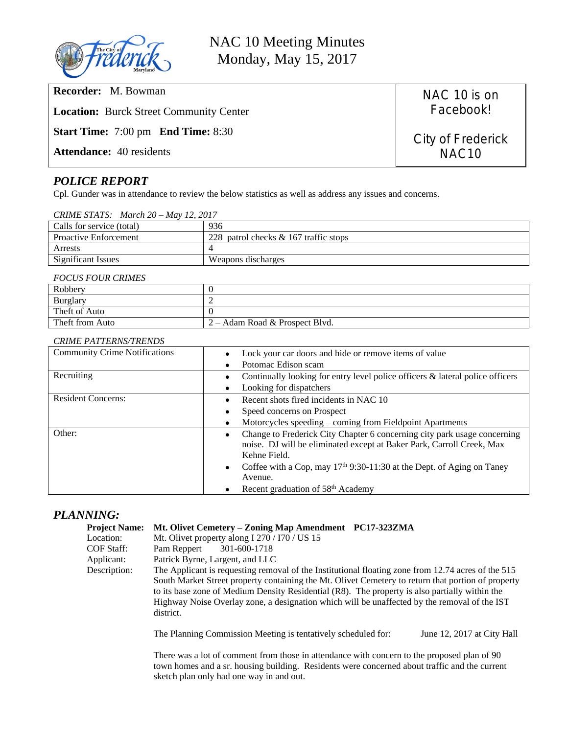# NAC 10 Meeting Minutes
## Monday, May 15, 2017

| | |
|---|---|
| **Recorder:** M. Bowman | NAC 10 is on Facebook! |
| **Location:** Burck Street Community Center | |
| **Start Time:** 7:00 pm **End Time:** 8:30 | City of Frederick NAC10 |
| **Attendance:** 40 residents | |

## *POLICE REPORT*

Cpl. Gunder was in attendance to review the below statistics as well as address any issues and concerns.

*CRIME STATS: March 20 – May 12, 2017*

| | |
|---|---|
| Calls for service (total) | 936 |
| Proactive Enforcement | 228 patrol checks & 167 traffic stops |
| Arrests | 4 |
| Significant Issues | Weapons discharges |

*FOCUS FOUR CRIMES*

| | |
|---|---|
| Robbery | 0 |
| Burglary | 2 |
| Theft of Auto | 0 |
| Theft from Auto | 2 – Adam Road & Prospect Blvd. |

*CRIME PATTERNS/TRENDS*

| | |
|---|---|
| Community Crime Notifications | • Lock your car doors and hide or remove items of value<br>• Potomac Edison scam |
| Recruiting | • Continually looking for entry level police officers & lateral police officers<br>• Looking for dispatchers |
| Resident Concerns: | • Recent shots fired incidents in NAC 10<br>• Speed concerns on Prospect<br>• Motorcycles speeding – coming from Fieldpoint Apartments |
| Other: | • Change to Frederick City Chapter 6 concerning city park usage concerning noise. DJ will be eliminated except at Baker Park, Carroll Creek, Max Kehne Field.<br>• Coffee with a Cop, may 17th 9:30-11:30 at the Dept. of Aging on Taney Avenue.<br>• Recent graduation of 58th Academy |

## *PLANNING:*

**Project Name:** **Mt. Olivet Cemetery – Zoning Map Amendment PC17-323ZMA**

Location: Mt. Olivet property along I 270 / I70 / US 15

COF Staff: Pam Reppert 301-600-1718

Applicant: Patrick Byrne, Largent, and LLC

Description: The Applicant is requesting removal of the Institutional floating zone from 12.74 acres of the 515 South Market Street property containing the Mt. Olivet Cemetery to return that portion of property to its base zone of Medium Density Residential (R8). The property is also partially within the Highway Noise Overlay zone, a designation which will be unaffected by the removal of the IST district.

The Planning Commission Meeting is tentatively scheduled for: June 12, 2017 at City Hall

There was a lot of comment from those in attendance with concern to the proposed plan of 90 town homes and a sr. housing building. Residents were concerned about traffic and the current sketch plan only had one way in and out.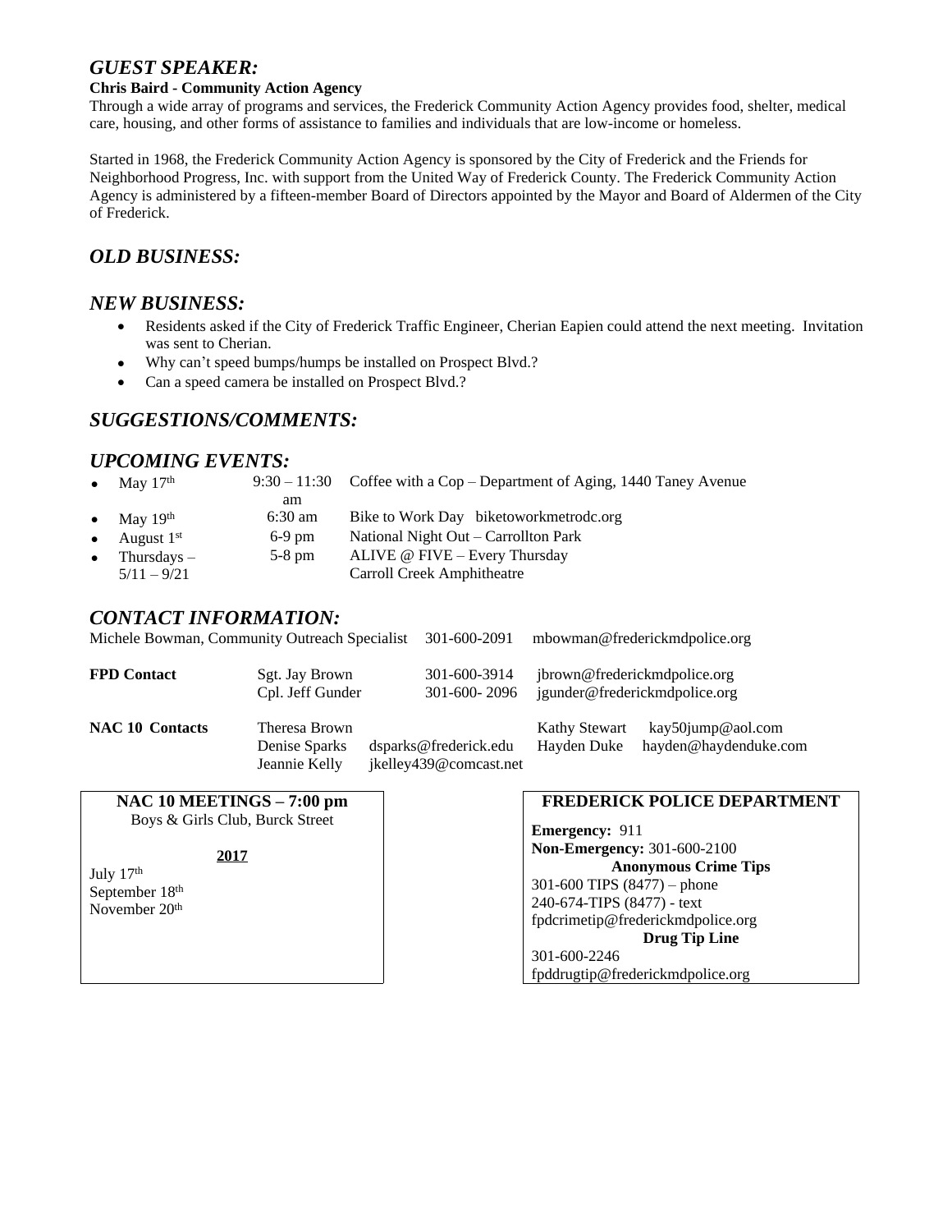## *GUEST SPEAKER:*

**Chris Baird - Community Action Agency**

Through a wide array of programs and services, the Frederick Community Action Agency provides food, shelter, medical care, housing, and other forms of assistance to families and individuals that are low-income or homeless.

Started in 1968, the Frederick Community Action Agency is sponsored by the City of Frederick and the Friends for Neighborhood Progress, Inc. with support from the United Way of Frederick County. The Frederick Community Action Agency is administered by a fifteen-member Board of Directors appointed by the Mayor and Board of Aldermen of the City of Frederick.

## *OLD BUSINESS:*

## *NEW BUSINESS:*

- Residents asked if the City of Frederick Traffic Engineer, Cherian Eapien could attend the next meeting. Invitation was sent to Cherian.
- Why can't speed bumps/humps be installed on Prospect Blvd.?
- Can a speed camera be installed on Prospect Blvd.?

## *SUGGESTIONS/COMMENTS:*

## *UPCOMING EVENTS:*

| | | |
|---|---|---|
| • May 17th | 9:30 – 11:30 am | Coffee with a Cop – Department of Aging, 1440 Taney Avenue |
| • May 19th | 6:30 am | Bike to Work Day biketoworkmetrodc.org |
| • August 1st | 6-9 pm | National Night Out – Carrollton Park |
| • Thursdays – 5/11 – 9/21 | 5-8 pm | ALIVE @ FIVE – Every Thursday Carroll Creek Amphitheatre |

## *CONTACT INFORMATION:*

Michele Bowman, Community Outreach Specialist 301-600-2091 mbowman@frederickmdpolice.org

| | | | |
|---|---|---|---|
| **FPD Contact** | Sgt. Jay Brown | 301-600-3914 | jbrown@frederickmdpolice.org |
| | Cpl. Jeff Gunder | 301-600- 2096 | jgunder@frederickmdpolice.org |

**NAC 10 Contacts**

| | | | |
|---|---|---|---|
| Theresa Brown | | Kathy Stewart | kay50jump@aol.com |
| Denise Sparks | dsparks@frederick.edu | Hayden Duke | hayden@haydenduke.com |
| Jeannie Kelly | jkelley439@comcast.net | | |

**NAC 10 MEETINGS – 7:00 pm**
Boys & Girls Club, Burck Street

**2017**

July 17th
September 18th
November 20th

**FREDERICK POLICE DEPARTMENT**

**Emergency:** 911
**Non-Emergency:** 301-600-2100

**Anonymous Crime Tips**
301-600 TIPS (8477) – phone
240-674-TIPS (8477) - text
fpdcrimetip@frederickmdpolice.org

**Drug Tip Line**
301-600-2246
fpddrugtip@frederickmdpolice.org